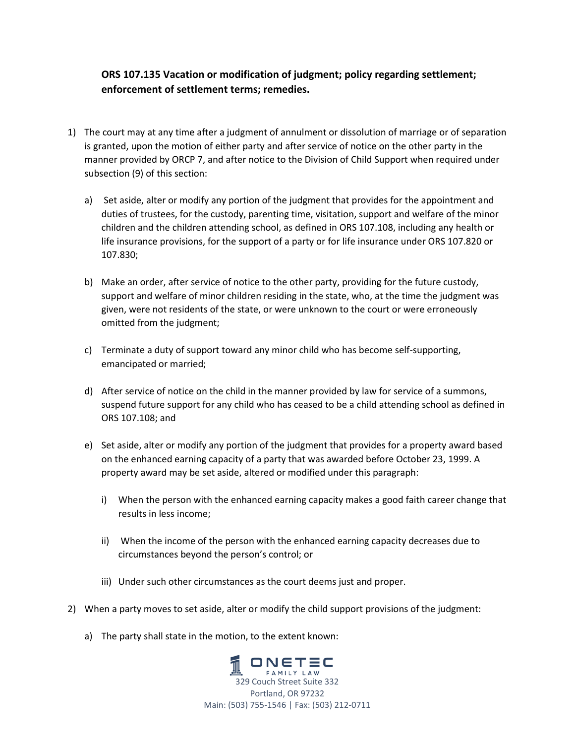**ORS 107.135 Vacation or modification of judgment; policy regarding settlement; enforcement of settlement terms; remedies.**

1) The court may at any time after a judgment of annulment or dissolution of marriage or of separation is granted, upon the motion of either party and after service of notice on the other party in the manner provided by ORCP 7, and after notice to the Division of Child Support when required under subsection (9) of this section:

   a) Set aside, alter or modify any portion of the judgment that provides for the appointment and duties of trustees, for the custody, parenting time, visitation, support and welfare of the minor children and the children attending school, as defined in ORS 107.108, including any health or life insurance provisions, for the support of a party or for life insurance under ORS 107.820 or 107.830;

   b) Make an order, after service of notice to the other party, providing for the future custody, support and welfare of minor children residing in the state, who, at the time the judgment was given, were not residents of the state, or were unknown to the court or were erroneously omitted from the judgment;

   c) Terminate a duty of support toward any minor child who has become self-supporting, emancipated or married;

   d) After service of notice on the child in the manner provided by law for service of a summons, suspend future support for any child who has ceased to be a child attending school as defined in ORS 107.108; and

   e) Set aside, alter or modify any portion of the judgment that provides for a property award based on the enhanced earning capacity of a party that was awarded before October 23, 1999. A property award may be set aside, altered or modified under this paragraph:

      i) When the person with the enhanced earning capacity makes a good faith career change that results in less income;

      ii) When the income of the person with the enhanced earning capacity decreases due to circumstances beyond the person's control; or

      iii) Under such other circumstances as the court deems just and proper.

2) When a party moves to set aside, alter or modify the child support provisions of the judgment:

   a) The party shall state in the motion, to the extent known: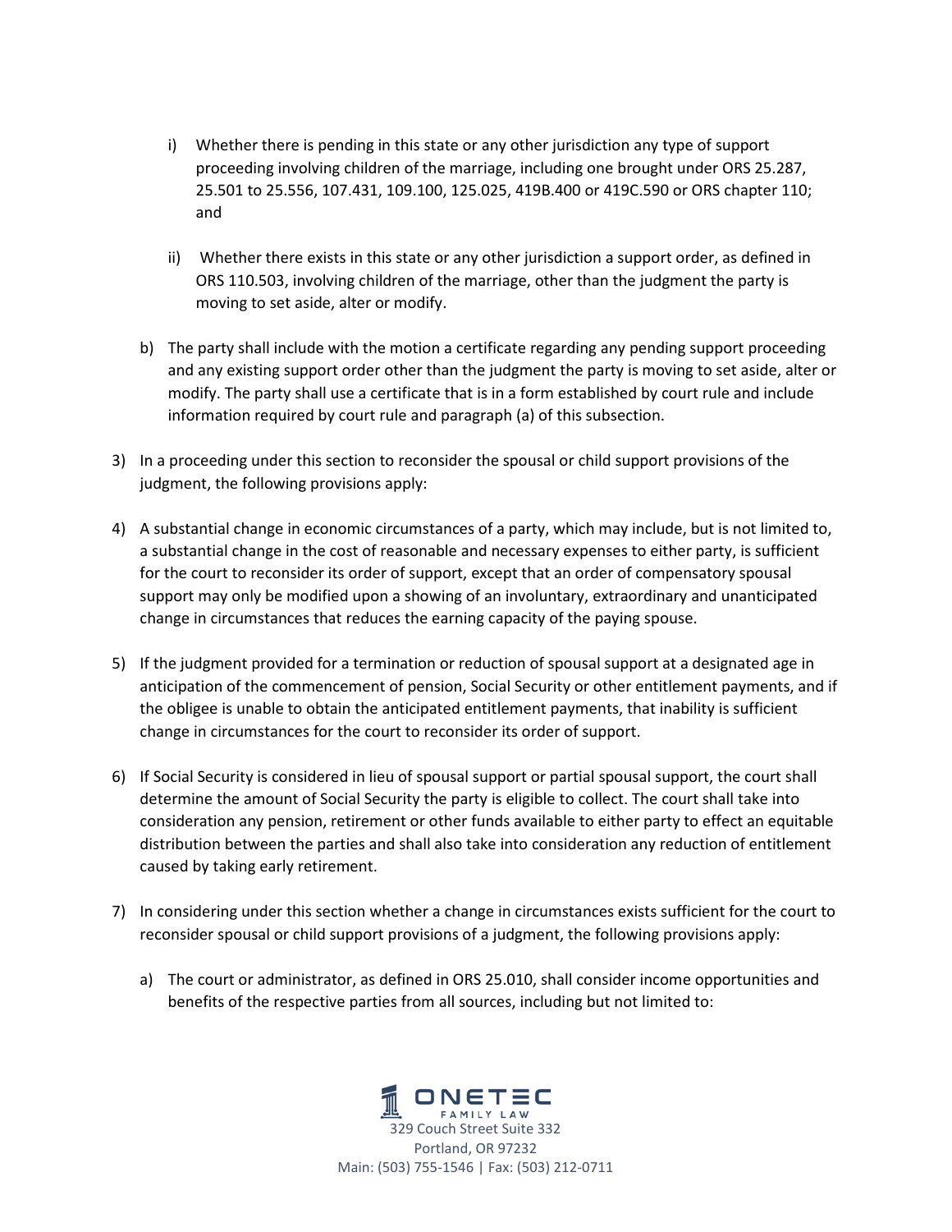i) Whether there is pending in this state or any other jurisdiction any type of support proceeding involving children of the marriage, including one brought under ORS 25.287, 25.501 to 25.556, 107.431, 109.100, 125.025, 419B.400 or 419C.590 or ORS chapter 110; and

ii) Whether there exists in this state or any other jurisdiction a support order, as defined in ORS 110.503, involving children of the marriage, other than the judgment the party is moving to set aside, alter or modify.

b) The party shall include with the motion a certificate regarding any pending support proceeding and any existing support order other than the judgment the party is moving to set aside, alter or modify. The party shall use a certificate that is in a form established by court rule and include information required by court rule and paragraph (a) of this subsection.

3) In a proceeding under this section to reconsider the spousal or child support provisions of the judgment, the following provisions apply:

4) A substantial change in economic circumstances of a party, which may include, but is not limited to, a substantial change in the cost of reasonable and necessary expenses to either party, is sufficient for the court to reconsider its order of support, except that an order of compensatory spousal support may only be modified upon a showing of an involuntary, extraordinary and unanticipated change in circumstances that reduces the earning capacity of the paying spouse.

5) If the judgment provided for a termination or reduction of spousal support at a designated age in anticipation of the commencement of pension, Social Security or other entitlement payments, and if the obligee is unable to obtain the anticipated entitlement payments, that inability is sufficient change in circumstances for the court to reconsider its order of support.

6) If Social Security is considered in lieu of spousal support or partial spousal support, the court shall determine the amount of Social Security the party is eligible to collect. The court shall take into consideration any pension, retirement or other funds available to either party to effect an equitable distribution between the parties and shall also take into consideration any reduction of entitlement caused by taking early retirement.

7) In considering under this section whether a change in circumstances exists sufficient for the court to reconsider spousal or child support provisions of a judgment, the following provisions apply:

a) The court or administrator, as defined in ORS 25.010, shall consider income opportunities and benefits of the respective parties from all sources, including but not limited to: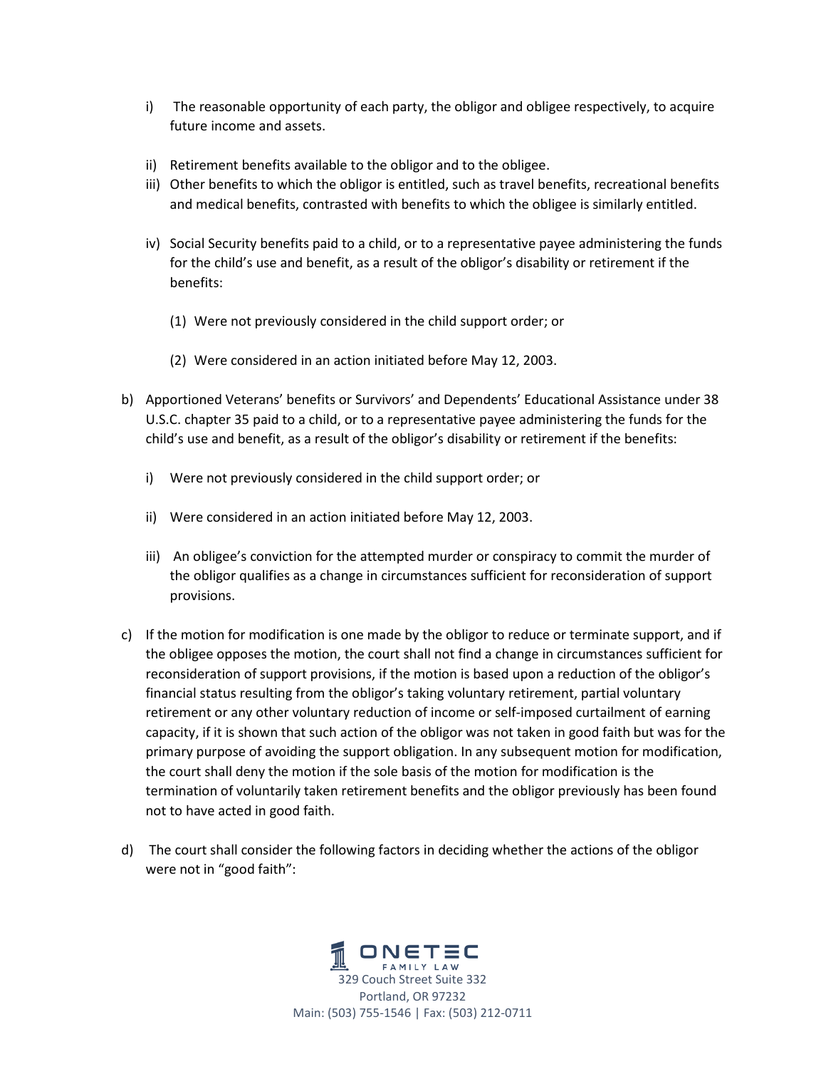i) The reasonable opportunity of each party, the obligor and obligee respectively, to acquire future income and assets.

ii) Retirement benefits available to the obligor and to the obligee.

iii) Other benefits to which the obligor is entitled, such as travel benefits, recreational benefits and medical benefits, contrasted with benefits to which the obligee is similarly entitled.

iv) Social Security benefits paid to a child, or to a representative payee administering the funds for the child's use and benefit, as a result of the obligor's disability or retirement if the benefits:

(1) Were not previously considered in the child support order; or

(2) Were considered in an action initiated before May 12, 2003.

b) Apportioned Veterans' benefits or Survivors' and Dependents' Educational Assistance under 38 U.S.C. chapter 35 paid to a child, or to a representative payee administering the funds for the child's use and benefit, as a result of the obligor's disability or retirement if the benefits:

i) Were not previously considered in the child support order; or

ii) Were considered in an action initiated before May 12, 2003.

iii) An obligee's conviction for the attempted murder or conspiracy to commit the murder of the obligor qualifies as a change in circumstances sufficient for reconsideration of support provisions.

c) If the motion for modification is one made by the obligor to reduce or terminate support, and if the obligee opposes the motion, the court shall not find a change in circumstances sufficient for reconsideration of support provisions, if the motion is based upon a reduction of the obligor's financial status resulting from the obligor's taking voluntary retirement, partial voluntary retirement or any other voluntary reduction of income or self-imposed curtailment of earning capacity, if it is shown that such action of the obligor was not taken in good faith but was for the primary purpose of avoiding the support obligation. In any subsequent motion for modification, the court shall deny the motion if the sole basis of the motion for modification is the termination of voluntarily taken retirement benefits and the obligor previously has been found not to have acted in good faith.

d) The court shall consider the following factors in deciding whether the actions of the obligor were not in "good faith":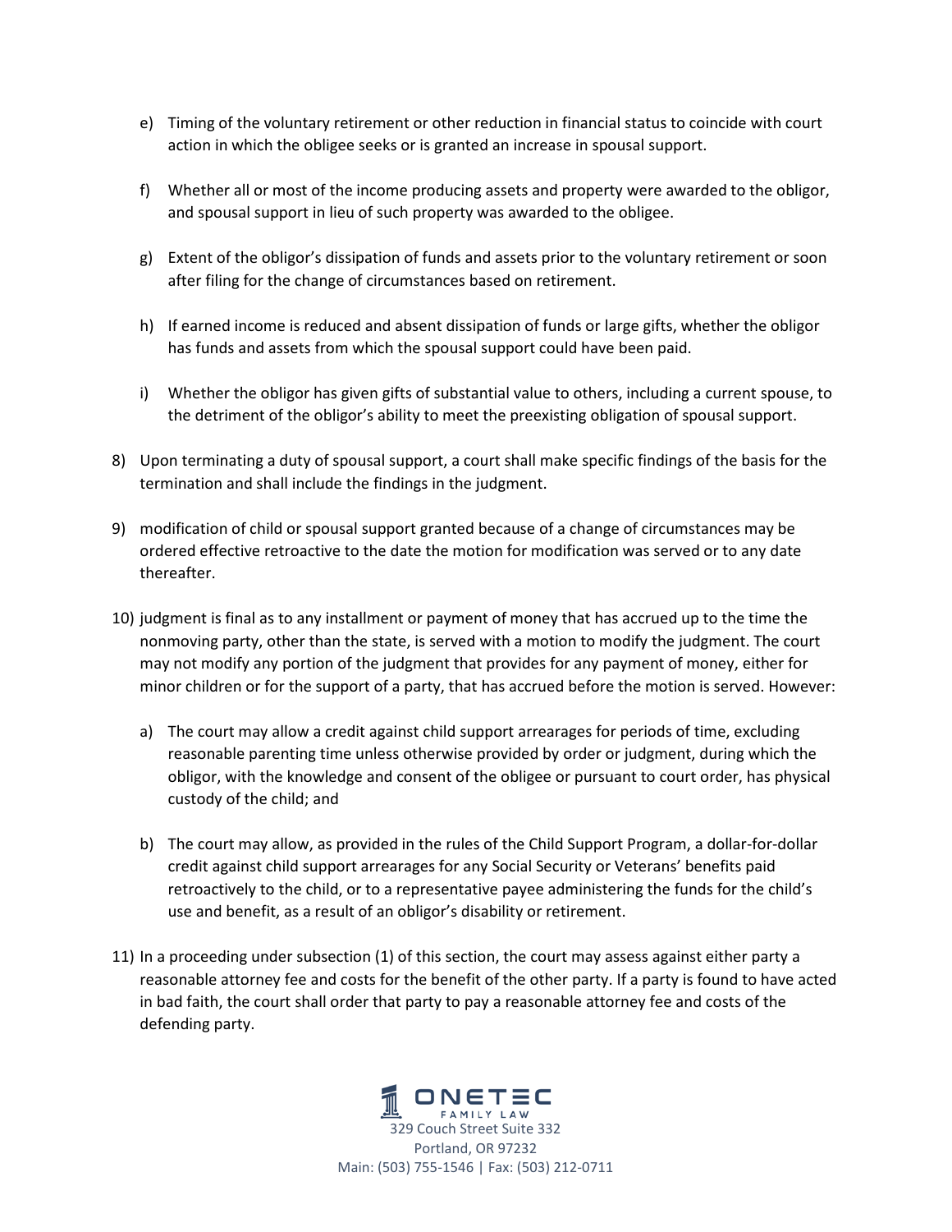e) Timing of the voluntary retirement or other reduction in financial status to coincide with court action in which the obligee seeks or is granted an increase in spousal support.

f) Whether all or most of the income producing assets and property were awarded to the obligor, and spousal support in lieu of such property was awarded to the obligee.

g) Extent of the obligor's dissipation of funds and assets prior to the voluntary retirement or soon after filing for the change of circumstances based on retirement.

h) If earned income is reduced and absent dissipation of funds or large gifts, whether the obligor has funds and assets from which the spousal support could have been paid.

i) Whether the obligor has given gifts of substantial value to others, including a current spouse, to the detriment of the obligor's ability to meet the preexisting obligation of spousal support.

8) Upon terminating a duty of spousal support, a court shall make specific findings of the basis for the termination and shall include the findings in the judgment.

9) modification of child or spousal support granted because of a change of circumstances may be ordered effective retroactive to the date the motion for modification was served or to any date thereafter.

10) judgment is final as to any installment or payment of money that has accrued up to the time the nonmoving party, other than the state, is served with a motion to modify the judgment. The court may not modify any portion of the judgment that provides for any payment of money, either for minor children or for the support of a party, that has accrued before the motion is served. However:

   a) The court may allow a credit against child support arrearages for periods of time, excluding reasonable parenting time unless otherwise provided by order or judgment, during which the obligor, with the knowledge and consent of the obligee or pursuant to court order, has physical custody of the child; and

   b) The court may allow, as provided in the rules of the Child Support Program, a dollar-for-dollar credit against child support arrearages for any Social Security or Veterans' benefits paid retroactively to the child, or to a representative payee administering the funds for the child's use and benefit, as a result of an obligor's disability or retirement.

11) In a proceeding under subsection (1) of this section, the court may assess against either party a reasonable attorney fee and costs for the benefit of the other party. If a party is found to have acted in bad faith, the court shall order that party to pay a reasonable attorney fee and costs of the defending party.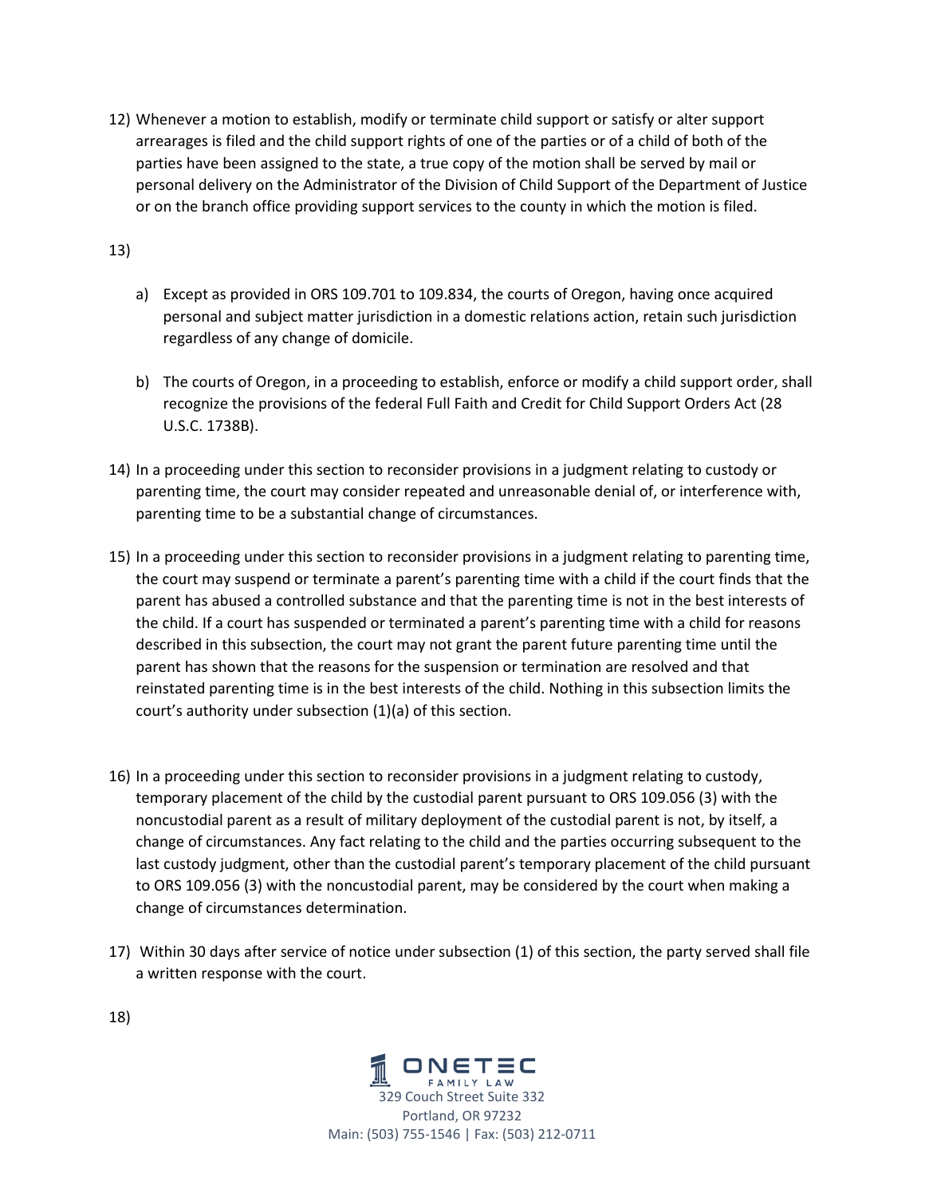12) Whenever a motion to establish, modify or terminate child support or satisfy or alter support arrearages is filed and the child support rights of one of the parties or of a child of both of the parties have been assigned to the state, a true copy of the motion shall be served by mail or personal delivery on the Administrator of the Division of Child Support of the Department of Justice or on the branch office providing support services to the county in which the motion is filed.

13)

   a) Except as provided in ORS 109.701 to 109.834, the courts of Oregon, having once acquired personal and subject matter jurisdiction in a domestic relations action, retain such jurisdiction regardless of any change of domicile.

   b) The courts of Oregon, in a proceeding to establish, enforce or modify a child support order, shall recognize the provisions of the federal Full Faith and Credit for Child Support Orders Act (28 U.S.C. 1738B).

14) In a proceeding under this section to reconsider provisions in a judgment relating to custody or parenting time, the court may consider repeated and unreasonable denial of, or interference with, parenting time to be a substantial change of circumstances.

15) In a proceeding under this section to reconsider provisions in a judgment relating to parenting time, the court may suspend or terminate a parent's parenting time with a child if the court finds that the parent has abused a controlled substance and that the parenting time is not in the best interests of the child. If a court has suspended or terminated a parent's parenting time with a child for reasons described in this subsection, the court may not grant the parent future parenting time until the parent has shown that the reasons for the suspension or termination are resolved and that reinstated parenting time is in the best interests of the child. Nothing in this subsection limits the court's authority under subsection (1)(a) of this section.

16) In a proceeding under this section to reconsider provisions in a judgment relating to custody, temporary placement of the child by the custodial parent pursuant to ORS 109.056 (3) with the noncustodial parent as a result of military deployment of the custodial parent is not, by itself, a change of circumstances. Any fact relating to the child and the parties occurring subsequent to the last custody judgment, other than the custodial parent's temporary placement of the child pursuant to ORS 109.056 (3) with the noncustodial parent, may be considered by the court when making a change of circumstances determination.

17) Within 30 days after service of notice under subsection (1) of this section, the party served shall file a written response with the court.

18)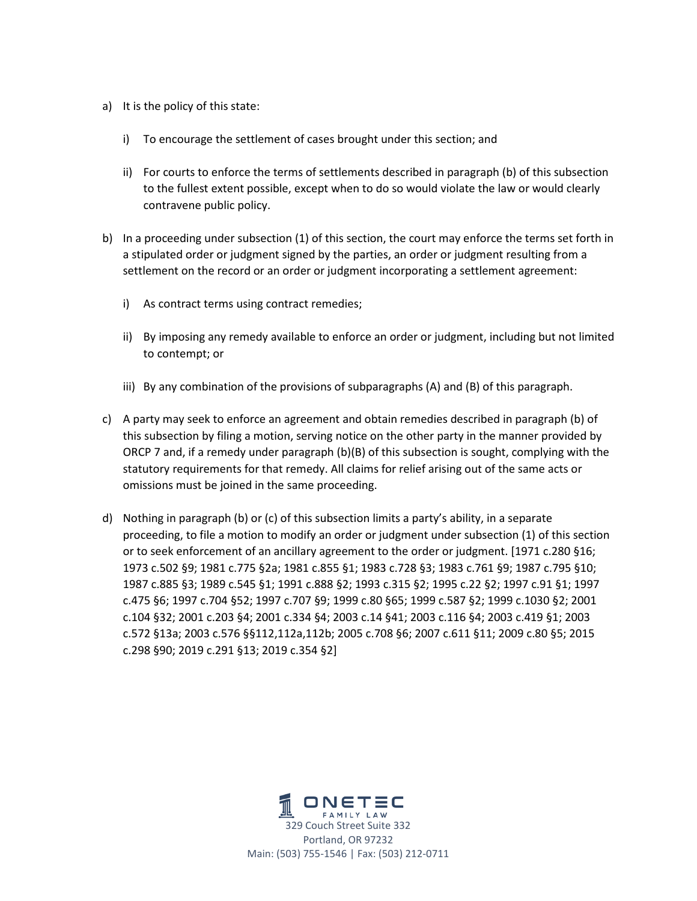a) It is the policy of this state:

   i) To encourage the settlement of cases brought under this section; and

   ii) For courts to enforce the terms of settlements described in paragraph (b) of this subsection to the fullest extent possible, except when to do so would violate the law or would clearly contravene public policy.

b) In a proceeding under subsection (1) of this section, the court may enforce the terms set forth in a stipulated order or judgment signed by the parties, an order or judgment resulting from a settlement on the record or an order or judgment incorporating a settlement agreement:

   i) As contract terms using contract remedies;

   ii) By imposing any remedy available to enforce an order or judgment, including but not limited to contempt; or

   iii) By any combination of the provisions of subparagraphs (A) and (B) of this paragraph.

c) A party may seek to enforce an agreement and obtain remedies described in paragraph (b) of this subsection by filing a motion, serving notice on the other party in the manner provided by ORCP 7 and, if a remedy under paragraph (b)(B) of this subsection is sought, complying with the statutory requirements for that remedy. All claims for relief arising out of the same acts or omissions must be joined in the same proceeding.

d) Nothing in paragraph (b) or (c) of this subsection limits a party's ability, in a separate proceeding, to file a motion to modify an order or judgment under subsection (1) of this section or to seek enforcement of an ancillary agreement to the order or judgment. [1971 c.280 §16; 1973 c.502 §9; 1981 c.775 §2a; 1981 c.855 §1; 1983 c.728 §3; 1983 c.761 §9; 1987 c.795 §10; 1987 c.885 §3; 1989 c.545 §1; 1991 c.888 §2; 1993 c.315 §2; 1995 c.22 §2; 1997 c.91 §1; 1997 c.475 §6; 1997 c.704 §52; 1997 c.707 §9; 1999 c.80 §65; 1999 c.587 §2; 1999 c.1030 §2; 2001 c.104 §32; 2001 c.203 §4; 2001 c.334 §4; 2003 c.14 §41; 2003 c.116 §4; 2003 c.419 §1; 2003 c.572 §13a; 2003 c.576 §§112,112a,112b; 2005 c.708 §6; 2007 c.611 §11; 2009 c.80 §5; 2015 c.298 §90; 2019 c.291 §13; 2019 c.354 §2]

ONETEC FAMILY LAW
329 Couch Street Suite 332
Portland, OR 97232
Main: (503) 755-1546 | Fax: (503) 212-0711